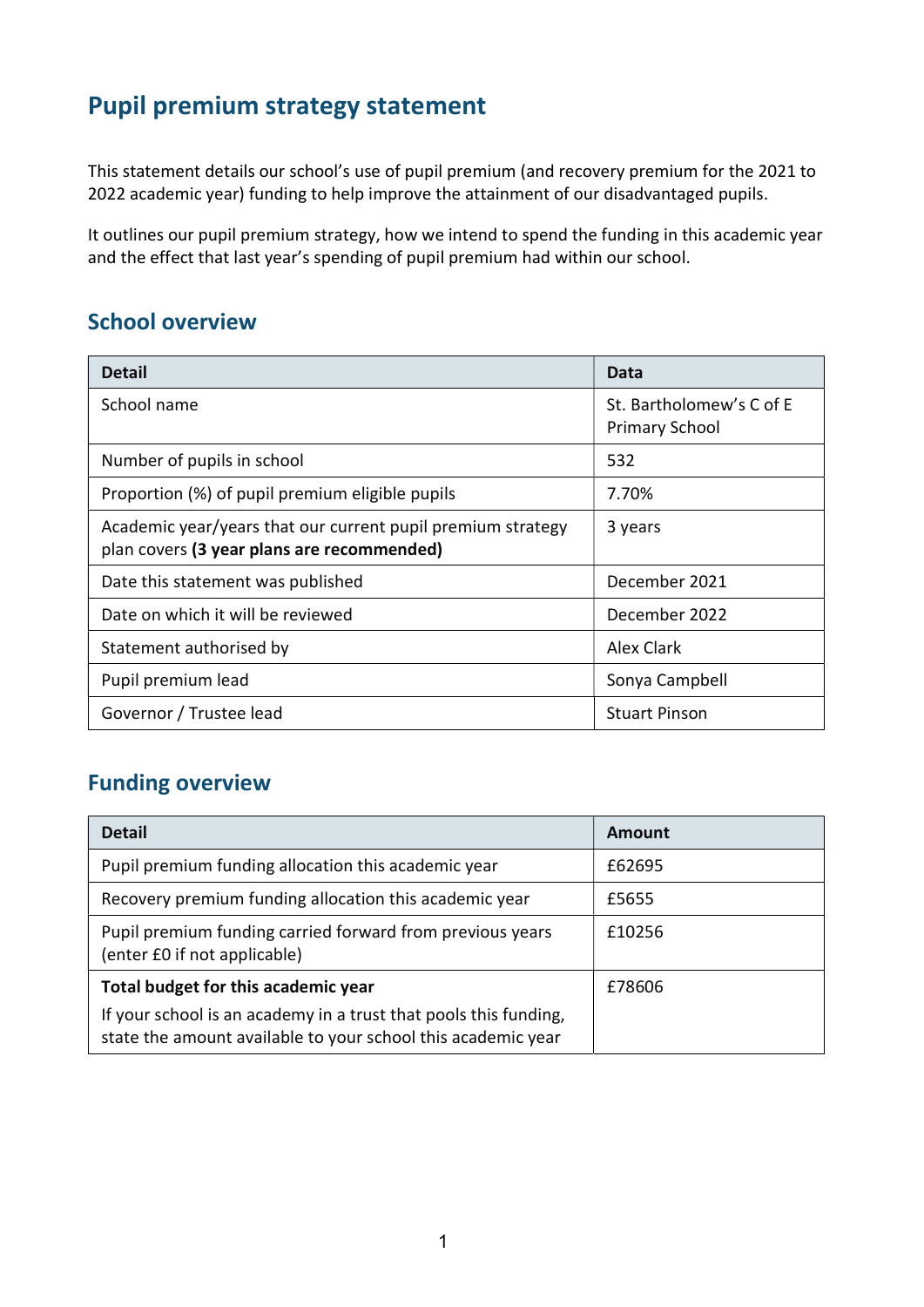# Pupil premium strategy statement

This statement details our school's use of pupil premium (and recovery premium for the 2021 to 2022 academic year) funding to help improve the attainment of our disadvantaged pupils.

It outlines our pupil premium strategy, how we intend to spend the funding in this academic year and the effect that last year's spending of pupil premium had within our school.

## School overview

| Detail | Data |
|---|---|
| School name | St. Bartholomew's C of E Primary School |
| Number of pupils in school | 532 |
| Proportion (%) of pupil premium eligible pupils | 7.70% |
| Academic year/years that our current pupil premium strategy plan covers **(3 year plans are recommended)** | 3 years |
| Date this statement was published | December 2021 |
| Date on which it will be reviewed | December 2022 |
| Statement authorised by | Alex Clark |
| Pupil premium lead | Sonya Campbell |
| Governor / Trustee lead | Stuart Pinson |

## Funding overview

| Detail | Amount |
|---|---|
| Pupil premium funding allocation this academic year | £62695 |
| Recovery premium funding allocation this academic year | £5655 |
| Pupil premium funding carried forward from previous years (enter £0 if not applicable) | £10256 |
| **Total budget for this academic year**<br>If your school is an academy in a trust that pools this funding, state the amount available to your school this academic year | £78606 |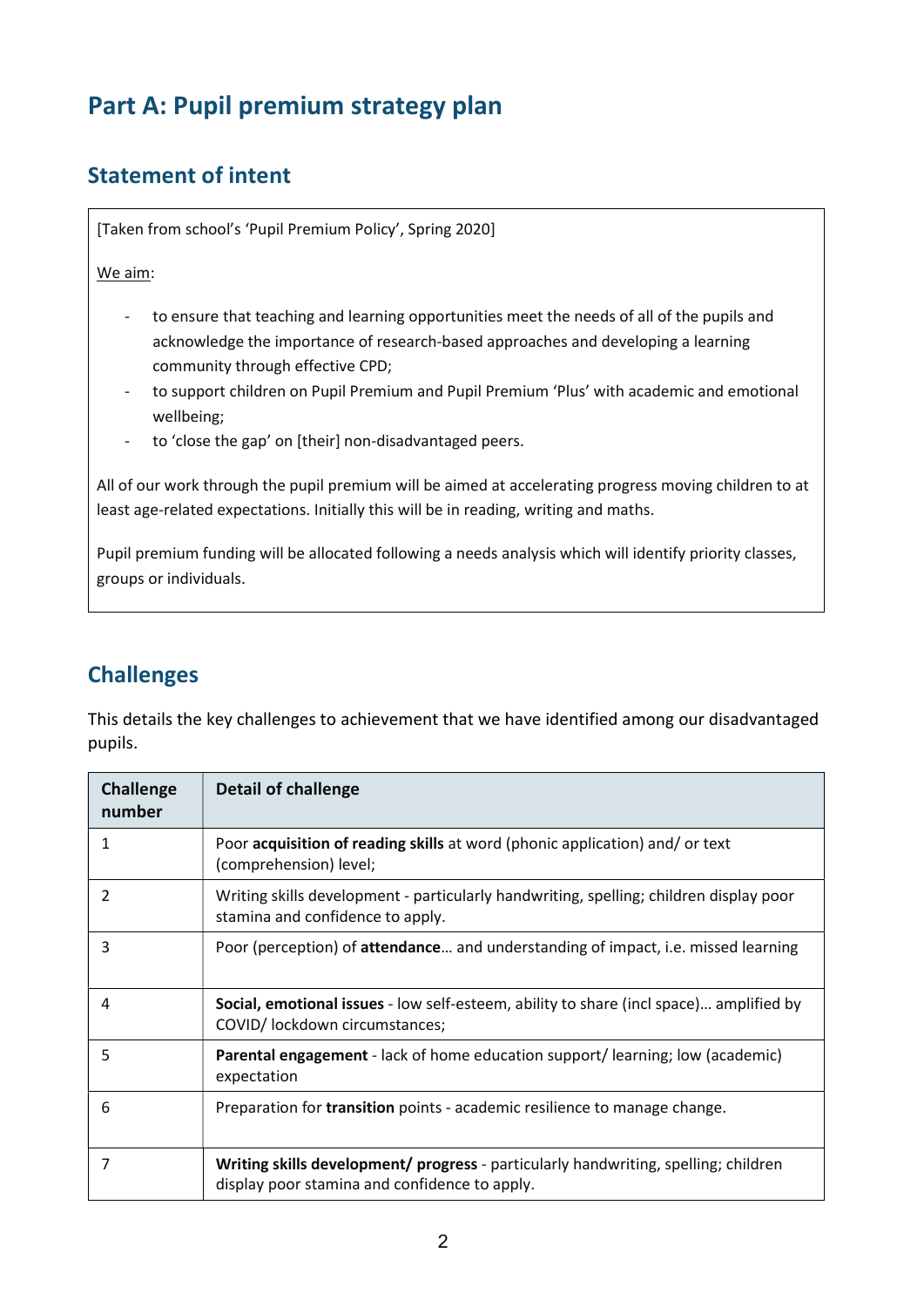# Part A: Pupil premium strategy plan

## Statement of intent

[Taken from school's 'Pupil Premium Policy', Spring 2020]

We aim:

- to ensure that teaching and learning opportunities meet the needs of all of the pupils and acknowledge the importance of research-based approaches and developing a learning community through effective CPD;
- to support children on Pupil Premium and Pupil Premium 'Plus' with academic and emotional wellbeing;
- to 'close the gap' on [their] non-disadvantaged peers.

All of our work through the pupil premium will be aimed at accelerating progress moving children to at least age-related expectations. Initially this will be in reading, writing and maths.

Pupil premium funding will be allocated following a needs analysis which will identify priority classes, groups or individuals.

## Challenges

This details the key challenges to achievement that we have identified among our disadvantaged pupils.

| Challenge number | Detail of challenge |
|---|---|
| 1 | Poor **acquisition of reading skills** at word (phonic application) and/ or text (comprehension) level; |
| 2 | Writing skills development - particularly handwriting, spelling; children display poor stamina and confidence to apply. |
| 3 | Poor (perception) of **attendance**… and understanding of impact, i.e. missed learning |
| 4 | **Social, emotional issues** - low self-esteem, ability to share (incl space)… amplified by COVID/ lockdown circumstances; |
| 5 | **Parental engagement** - lack of home education support/ learning; low (academic) expectation |
| 6 | Preparation for **transition** points - academic resilience to manage change. |
| 7 | **Writing skills development/ progress** - particularly handwriting, spelling; children display poor stamina and confidence to apply. |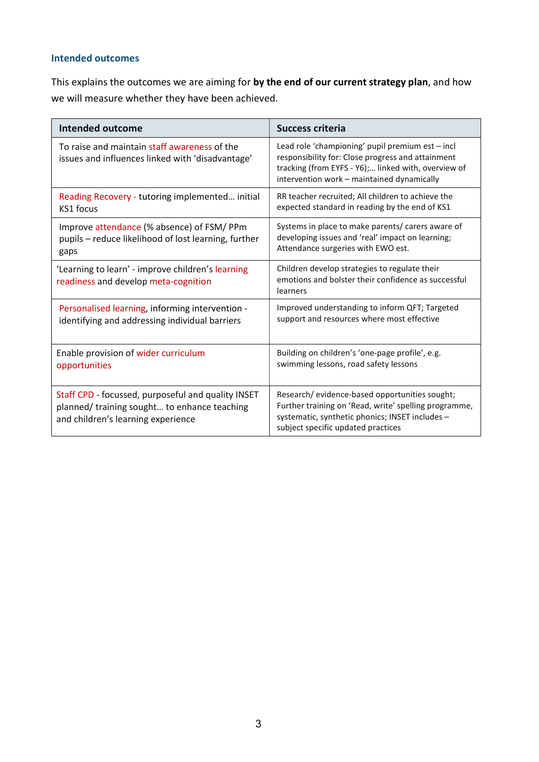### Intended outcomes

This explains the outcomes we are aiming for **by the end of our current strategy plan**, and how we will measure whether they have been achieved.

| Intended outcome | Success criteria |
|---|---|
| To raise and maintain staff awareness of the issues and influences linked with 'disadvantage' | Lead role 'championing' pupil premium est – incl responsibility for: Close progress and attainment tracking (from EYFS - Y6);… linked with, overview of intervention work – maintained dynamically |
| Reading Recovery - tutoring implemented… initial KS1 focus | RR teacher recruited; All children to achieve the expected standard in reading by the end of KS1 |
| Improve attendance (% absence) of FSM/ PPm pupils – reduce likelihood of lost learning, further gaps | Systems in place to make parents/ carers aware of developing issues and 'real' impact on learning; Attendance surgeries with EWO est. |
| 'Learning to learn' - improve children's learning readiness and develop meta-cognition | Children develop strategies to regulate their emotions and bolster their confidence as successful learners |
| Personalised learning, informing intervention - identifying and addressing individual barriers | Improved understanding to inform QFT; Targeted support and resources where most effective |
| Enable provision of wider curriculum opportunities | Building on children's 'one-page profile', e.g. swimming lessons, road safety lessons |
| Staff CPD - focussed, purposeful and quality INSET planned/ training sought… to enhance teaching and children's learning experience | Research/ evidence-based opportunities sought; Further training on 'Read, write' spelling programme, systematic, synthetic phonics; INSET includes – subject specific updated practices |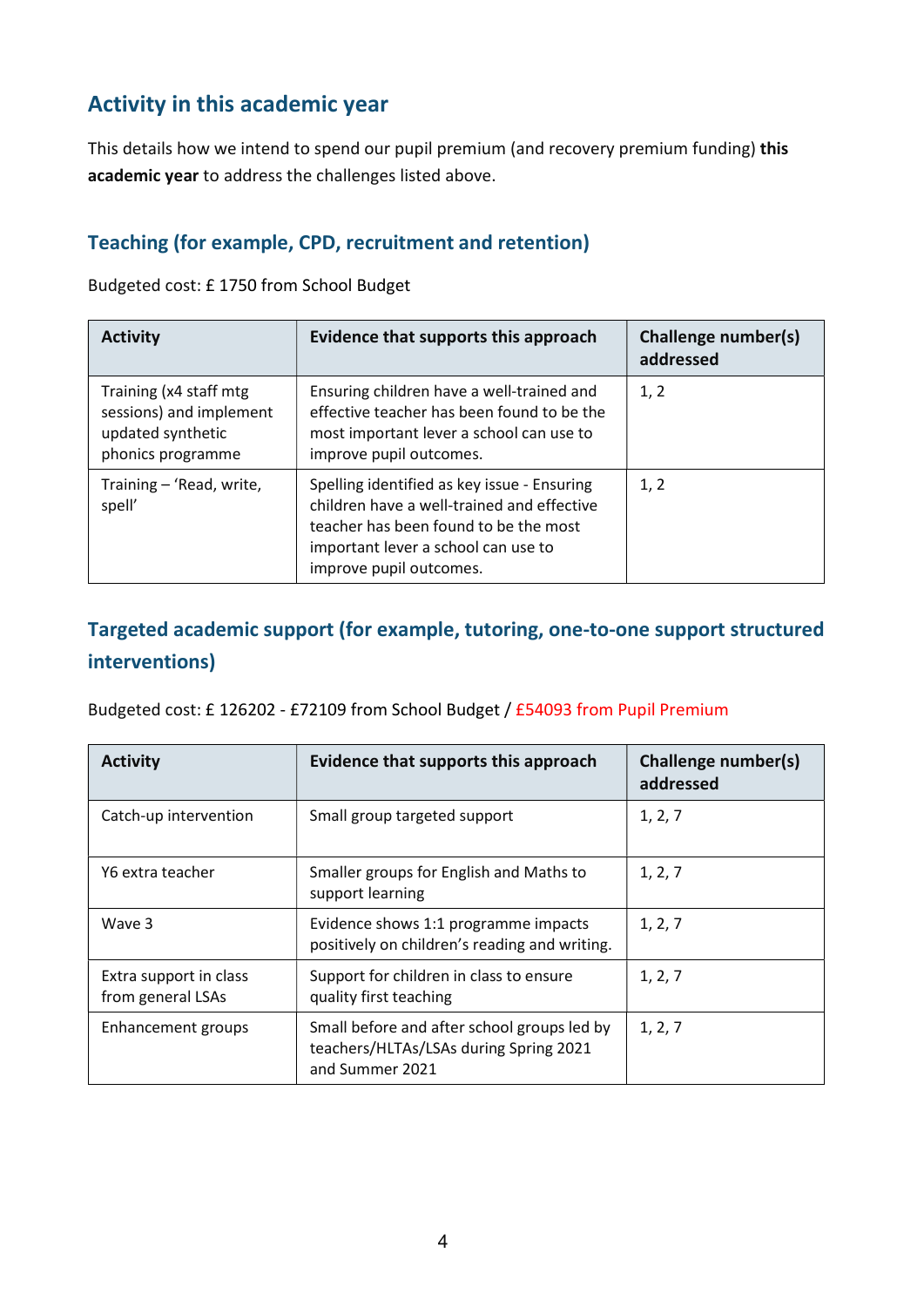## Activity in this academic year

This details how we intend to spend our pupil premium (and recovery premium funding) **this academic year** to address the challenges listed above.

### Teaching (for example, CPD, recruitment and retention)

Budgeted cost: £ 1750 from School Budget

| Activity | Evidence that supports this approach | Challenge number(s) addressed |
| --- | --- | --- |
| Training (x4 staff mtg sessions) and implement updated synthetic phonics programme | Ensuring children have a well-trained and effective teacher has been found to be the most important lever a school can use to improve pupil outcomes. | 1, 2 |
| Training – 'Read, write, spell' | Spelling identified as key issue - Ensuring children have a well-trained and effective teacher has been found to be the most important lever a school can use to improve pupil outcomes. | 1, 2 |

### Targeted academic support (for example, tutoring, one-to-one support structured interventions)

Budgeted cost: £ 126202 - £72109 from School Budget / £54093 from Pupil Premium

| Activity | Evidence that supports this approach | Challenge number(s) addressed |
| --- | --- | --- |
| Catch-up intervention | Small group targeted support | 1, 2, 7 |
| Y6 extra teacher | Smaller groups for English and Maths to support learning | 1, 2, 7 |
| Wave 3 | Evidence shows 1:1 programme impacts positively on children's reading and writing. | 1, 2, 7 |
| Extra support in class from general LSAs | Support for children in class to ensure quality first teaching | 1, 2, 7 |
| Enhancement groups | Small before and after school groups led by teachers/HLTAs/LSAs during Spring 2021 and Summer 2021 | 1, 2, 7 |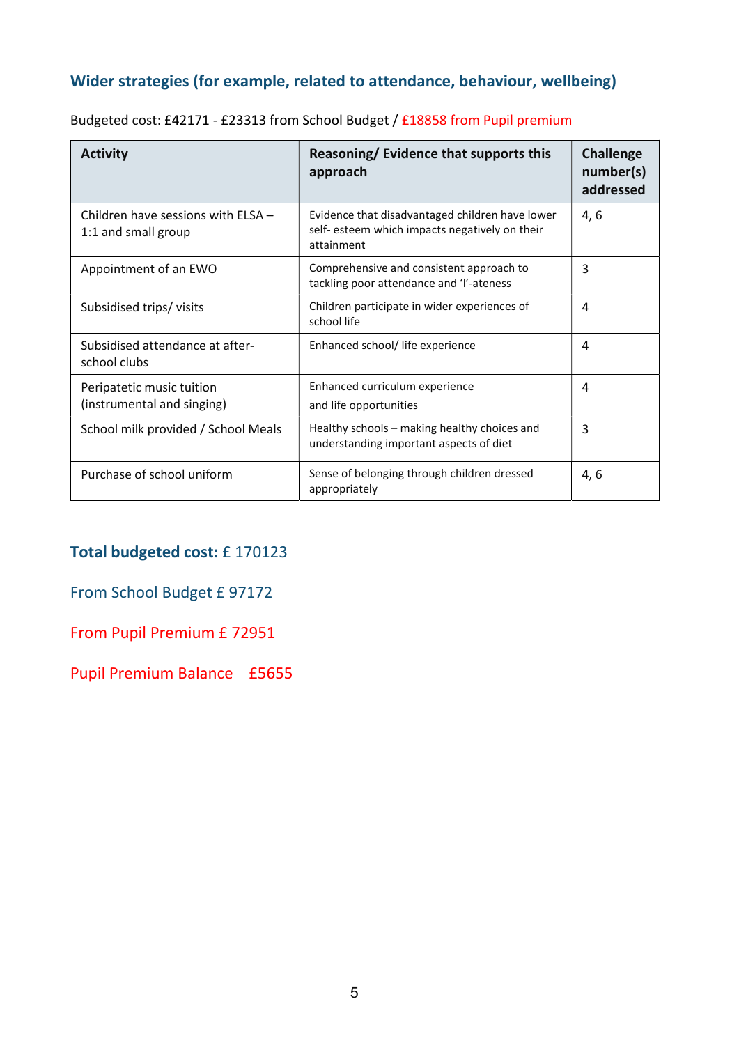## Wider strategies (for example, related to attendance, behaviour, wellbeing)

Budgeted cost: £42171 - £23313 from School Budget / £18858 from Pupil premium

| Activity | Reasoning/ Evidence that supports this approach | Challenge number(s) addressed |
|---|---|---|
| Children have sessions with ELSA – 1:1 and small group | Evidence that disadvantaged children have lower self- esteem which impacts negatively on their attainment | 4, 6 |
| Appointment of an EWO | Comprehensive and consistent approach to tackling poor attendance and 'l'-ateness | 3 |
| Subsidised trips/ visits | Children participate in wider experiences of school life | 4 |
| Subsidised attendance at after-school clubs | Enhanced school/ life experience | 4 |
| Peripatetic music tuition (instrumental and singing) | Enhanced curriculum experience<br>and life opportunities | 4 |
| School milk provided / School Meals | Healthy schools – making healthy choices and understanding important aspects of diet | 3 |
| Purchase of school uniform | Sense of belonging through children dressed appropriately | 4, 6 |

**Total budgeted cost:** £ 170123

From School Budget £ 97172

From Pupil Premium £ 72951

Pupil Premium Balance £5655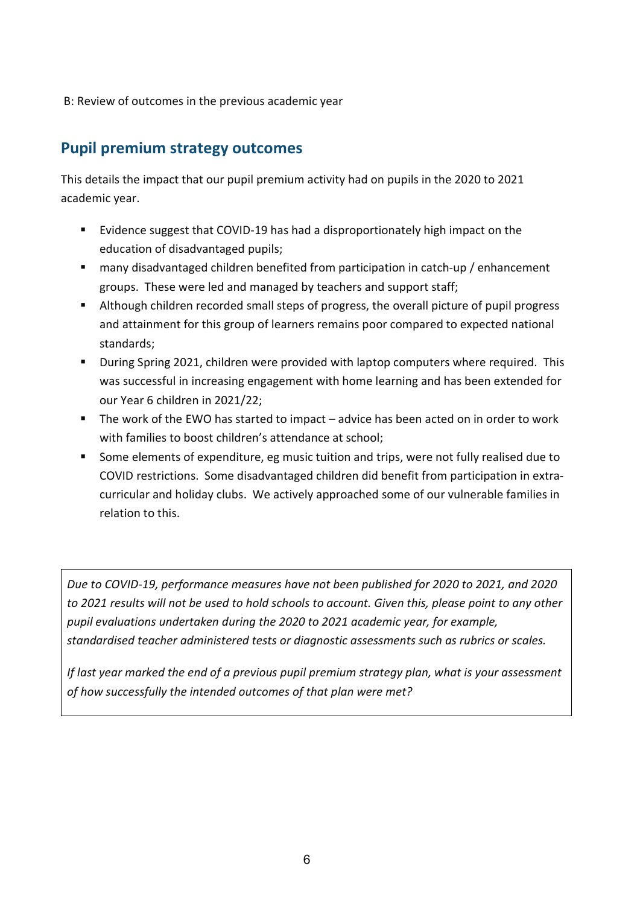B: Review of outcomes in the previous academic year

## Pupil premium strategy outcomes

This details the impact that our pupil premium activity had on pupils in the 2020 to 2021 academic year.

- Evidence suggest that COVID-19 has had a disproportionately high impact on the education of disadvantaged pupils;
- many disadvantaged children benefited from participation in catch-up / enhancement groups. These were led and managed by teachers and support staff;
- Although children recorded small steps of progress, the overall picture of pupil progress and attainment for this group of learners remains poor compared to expected national standards;
- During Spring 2021, children were provided with laptop computers where required. This was successful in increasing engagement with home learning and has been extended for our Year 6 children in 2021/22;
- The work of the EWO has started to impact – advice has been acted on in order to work with families to boost children's attendance at school;
- Some elements of expenditure, eg music tuition and trips, were not fully realised due to COVID restrictions. Some disadvantaged children did benefit from participation in extra-curricular and holiday clubs. We actively approached some of our vulnerable families in relation to this.

*Due to COVID-19, performance measures have not been published for 2020 to 2021, and 2020 to 2021 results will not be used to hold schools to account. Given this, please point to any other pupil evaluations undertaken during the 2020 to 2021 academic year, for example, standardised teacher administered tests or diagnostic assessments such as rubrics or scales.*

*If last year marked the end of a previous pupil premium strategy plan, what is your assessment of how successfully the intended outcomes of that plan were met?*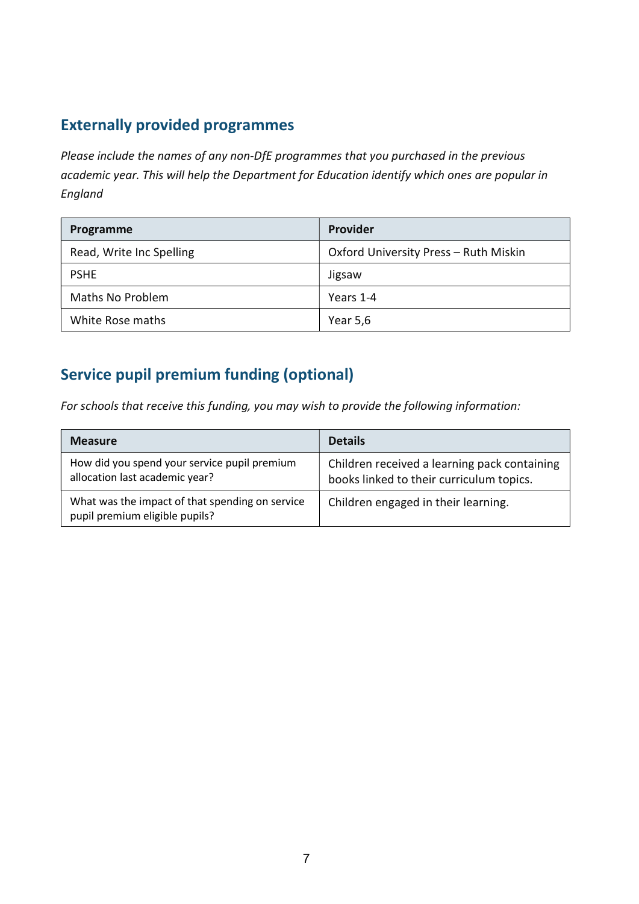## Externally provided programmes

*Please include the names of any non-DfE programmes that you purchased in the previous academic year. This will help the Department for Education identify which ones are popular in England*

| Programme | Provider |
|---|---|
| Read, Write Inc Spelling | Oxford University Press – Ruth Miskin |
| PSHE | Jigsaw |
| Maths No Problem | Years 1-4 |
| White Rose maths | Year 5,6 |

## Service pupil premium funding (optional)

*For schools that receive this funding, you may wish to provide the following information:*

| Measure | Details |
|---|---|
| How did you spend your service pupil premium allocation last academic year? | Children received a learning pack containing books linked to their curriculum topics. |
| What was the impact of that spending on service pupil premium eligible pupils? | Children engaged in their learning. |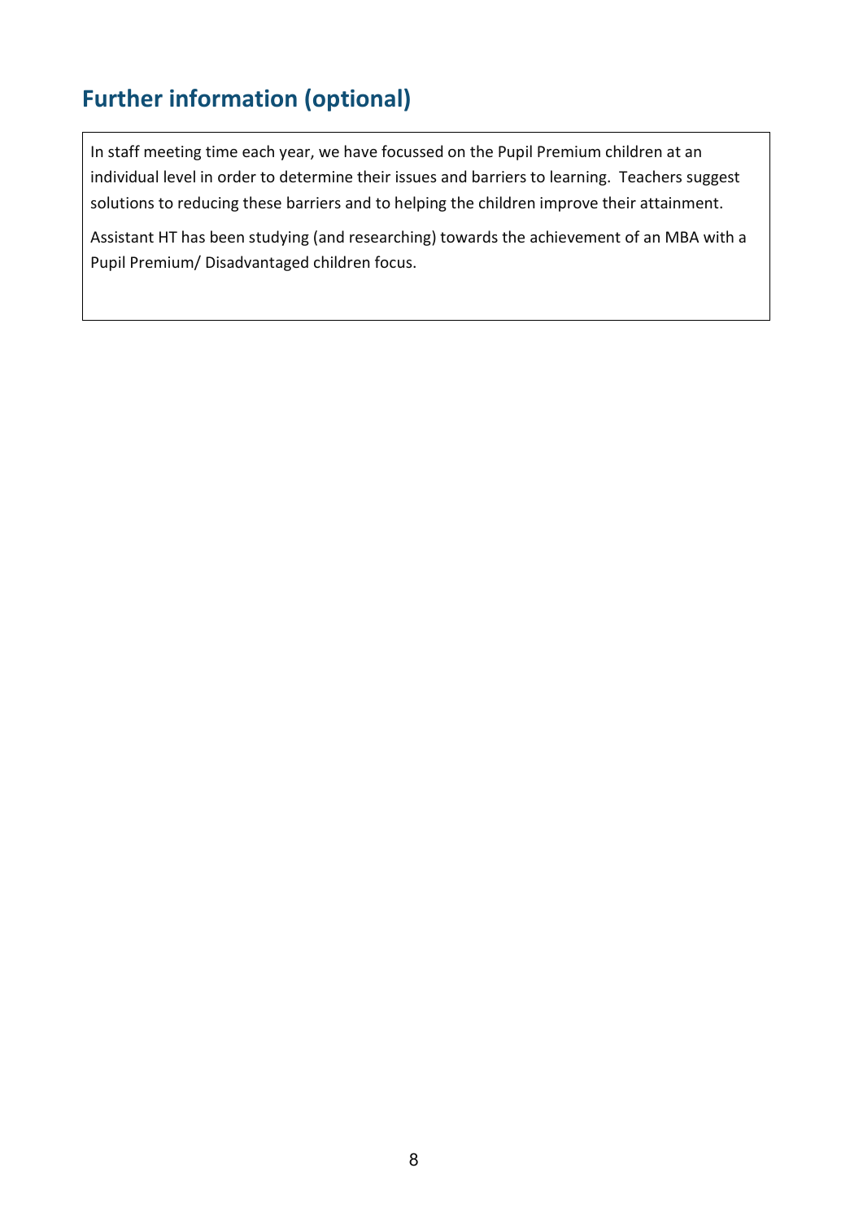## Further information (optional)

In staff meeting time each year, we have focussed on the Pupil Premium children at an individual level in order to determine their issues and barriers to learning. Teachers suggest solutions to reducing these barriers and to helping the children improve their attainment.

Assistant HT has been studying (and researching) towards the achievement of an MBA with a Pupil Premium/ Disadvantaged children focus.